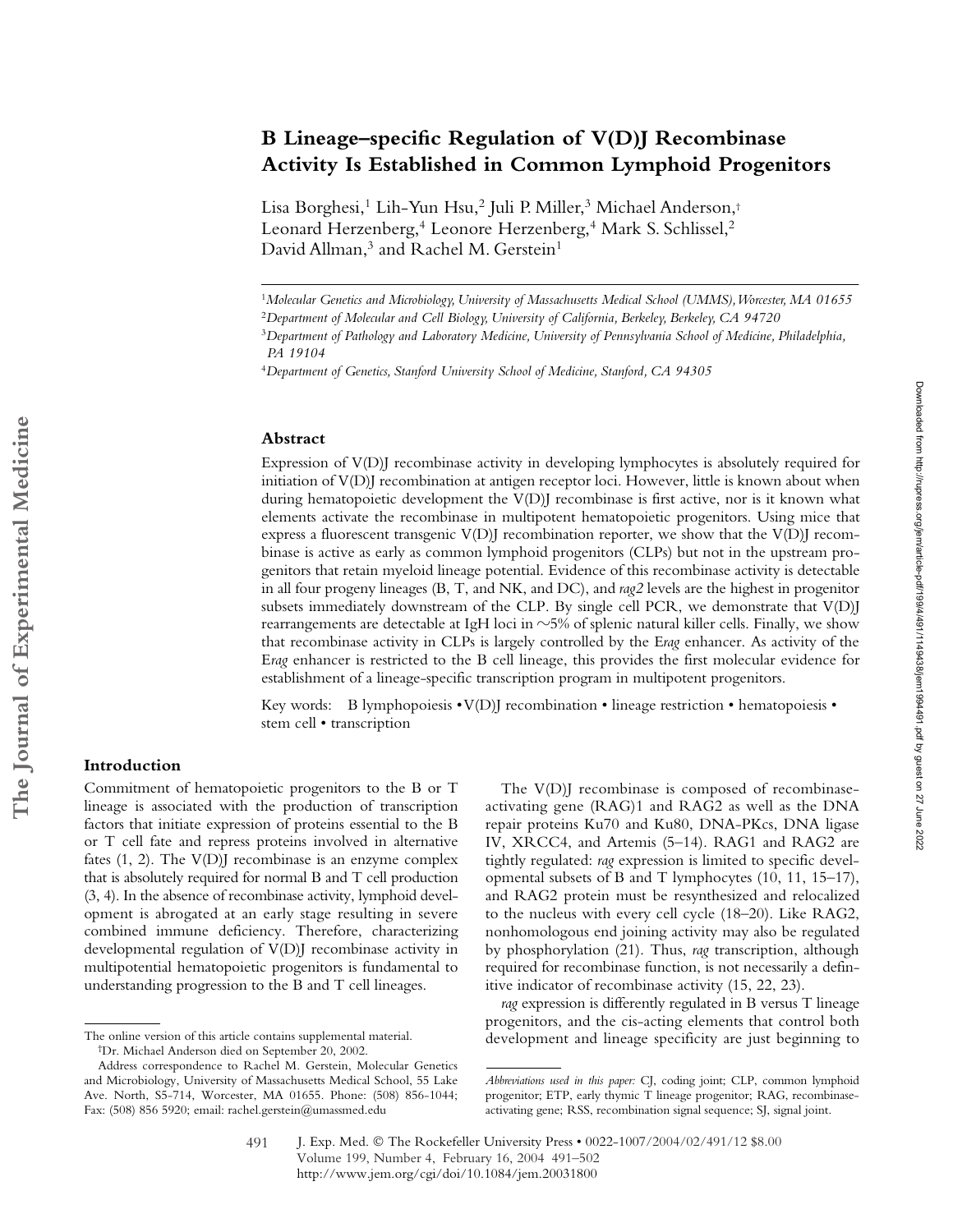# B Lineage–specific Regulation of V(D)J Recombinase Activity Is Established in Common Lymphoid Progenitors

Lisa Borghesi,[1] Lih-Yun Hsu,[2] Juli P. Miller,[3] Michael Anderson,[†] Leonard Herzenberg,[4] Leonore Herzenberg,[4] Mark S. Schlissel,[2] David Allman,[3] and Rachel M. Gerstein[1]

[1] *Molecular Genetics and Microbiology, University of Massachusetts Medical School (UMMS), Worcester, MA 01655*
[2] *Department of Molecular and Cell Biology, University of California, Berkeley, Berkeley, CA 94720*
[3] *Department of Pathology and Laboratory Medicine, University of Pennsylvania School of Medicine, Philadelphia, PA 19104*
[4] *Department of Genetics, Stanford University School of Medicine, Stanford, CA 94305*

## Abstract

Expression of V(D)J recombinase activity in developing lymphocytes is absolutely required for initiation of V(D)J recombination at antigen receptor loci. However, little is known about when during hematopoietic development the V(D)J recombinase is first active, nor is it known what elements activate the recombinase in multipotent hematopoietic progenitors. Using mice that express a fluorescent transgenic V(D)J recombination reporter, we show that the V(D)J recombinase is active as early as common lymphoid progenitors (CLPs) but not in the upstream progenitors that retain myeloid lineage potential. Evidence of this recombinase activity is detectable in all four progeny lineages (B, T, and NK, and DC), and *rag2* levels are the highest in progenitor subsets immediately downstream of the CLP. By single cell PCR, we demonstrate that V(D)J rearrangements are detectable at IgH loci in ~5% of splenic natural killer cells. Finally, we show that recombinase activity in CLPs is largely controlled by the E*rag* enhancer. As activity of the E*rag* enhancer is restricted to the B cell lineage, this provides the first molecular evidence for establishment of a lineage-specific transcription program in multipotent progenitors.

Key words: B lymphopoiesis • V(D)J recombination • lineage restriction • hematopoiesis • stem cell • transcription

## Introduction

Commitment of hematopoietic progenitors to the B or T lineage is associated with the production of transcription factors that initiate expression of proteins essential to the B or T cell fate and repress proteins involved in alternative fates (1, 2). The V(D)J recombinase is an enzyme complex that is absolutely required for normal B and T cell production (3, 4). In the absence of recombinase activity, lymphoid development is abrogated at an early stage resulting in severe combined immune deficiency. Therefore, characterizing developmental regulation of V(D)J recombinase activity in multipotential hematopoietic progenitors is fundamental to understanding progression to the B and T cell lineages.

The V(D)J recombinase is composed of recombinase-activating gene (RAG)1 and RAG2 as well as the DNA repair proteins Ku70 and Ku80, DNA-PKcs, DNA ligase IV, XRCC4, and Artemis (5–14). RAG1 and RAG2 are tightly regulated: *rag* expression is limited to specific developmental subsets of B and T lymphocytes (10, 11, 15–17), and RAG2 protein must be resynthesized and relocalized to the nucleus with every cell cycle (18–20). Like RAG2, nonhomologous end joining activity may also be regulated by phosphorylation (21). Thus, *rag* transcription, although required for recombinase function, is not necessarily a definitive indicator of recombinase activity (15, 22, 23).

*rag* expression is differently regulated in B versus T lineage progenitors, and the cis-acting elements that control both development and lineage specificity are just beginning to

The online version of this article contains supplemental material.

[†] Dr. Michael Anderson died on September 20, 2002.

Address correspondence to Rachel M. Gerstein, Molecular Genetics and Microbiology, University of Massachusetts Medical School, 55 Lake Ave. North, S5-714, Worcester, MA 01655. Phone: (508) 856-1044; Fax: (508) 856 5920; email: rachel.gerstein@umassmed.edu

*Abbreviations used in this paper:* CJ, coding joint; CLP, common lymphoid progenitor; ETP, early thymic T lineage progenitor; RAG, recombinase-activating gene; RSS, recombination signal sequence; SJ, signal joint.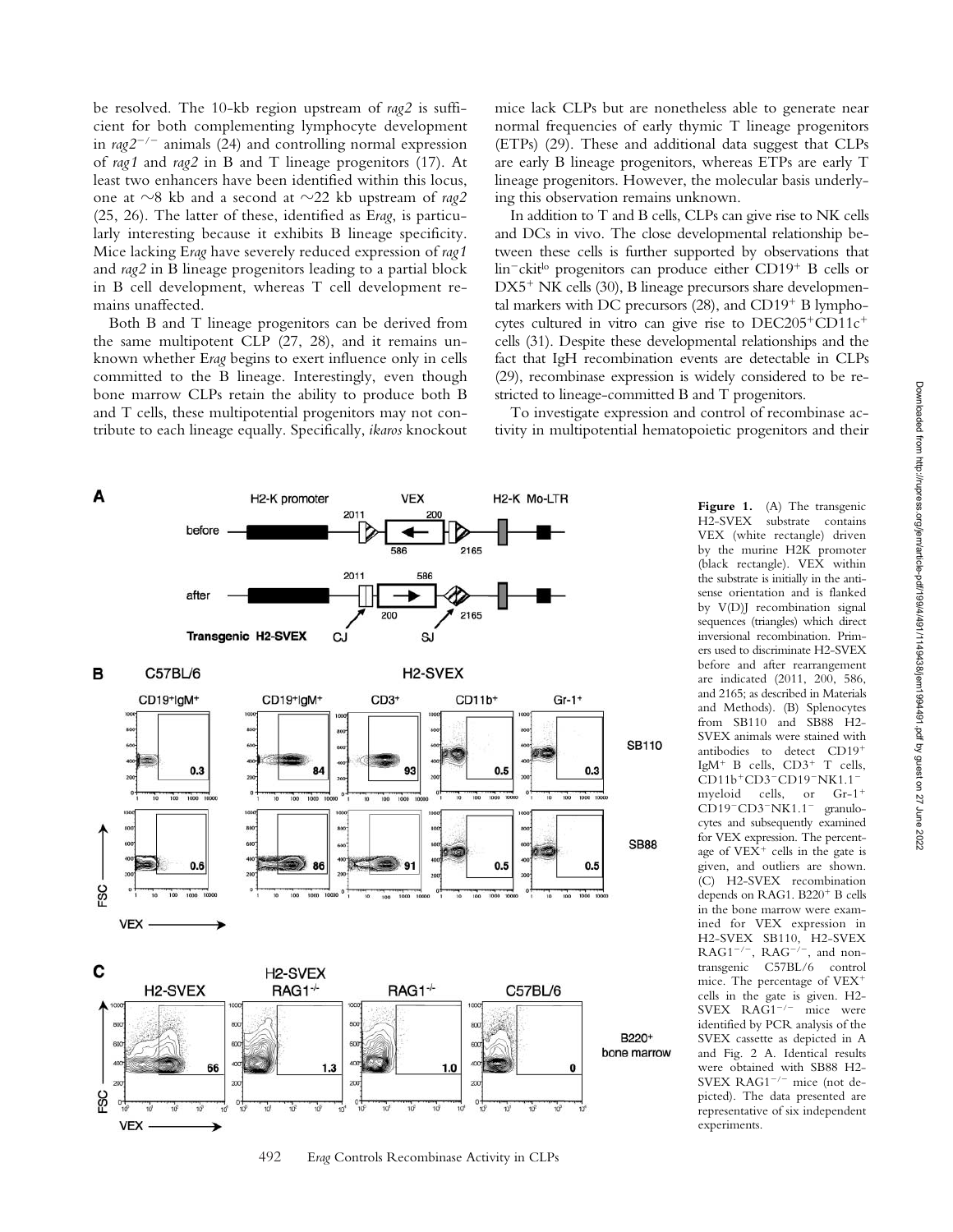be resolved. The 10-kb region upstream of *rag2* is sufficient for both complementing lymphocyte development in $rag2^{-/-}$ animals (24) and controlling normal expression of *rag1* and *rag2* in B and T lineage progenitors (17). At least two enhancers have been identified within this locus, one at ~8 kb and a second at ~22 kb upstream of *rag2* (25, 26). The latter of these, identified as E*rag*, is particularly interesting because it exhibits B lineage specificity. Mice lacking E*rag* have severely reduced expression of *rag1* and *rag2* in B lineage progenitors leading to a partial block in B cell development, whereas T cell development remains unaffected.

Both B and T lineage progenitors can be derived from the same multipotent CLP (27, 28), and it remains unknown whether E*rag* begins to exert influence only in cells committed to the B lineage. Interestingly, even though bone marrow CLPs retain the ability to produce both B and T cells, these multipotential progenitors may not contribute to each lineage equally. Specifically, *ikaros* knockout mice lack CLPs but are nonetheless able to generate near normal frequencies of early thymic T lineage progenitors (ETPs) (29). These and additional data suggest that CLPs are early B lineage progenitors, whereas ETPs are early T lineage progenitors. However, the molecular basis underlying this observation remains unknown.

In addition to T and B cells, CLPs can give rise to NK cells and DCs in vivo. The close developmental relationship between these cells is further supported by observations that $lin^{-}ckit^{lo}$ progenitors can produce either $CD19^{+}$ B cells or $DX5^{+}$ NK cells (30), B lineage precursors share developmental markers with DC precursors (28), and $CD19^{+}$ B lymphocytes cultured in vitro can give rise to $DEC205^{+}CD11c^{+}$ cells (31). Despite these developmental relationships and the fact that IgH recombination events are detectable in CLPs (29), recombinase expression is widely considered to be restricted to lineage-committed B and T progenitors.

To investigate expression and control of recombinase activity in multipotential hematopoietic progenitors and their

**Figure 1.** (A) The transgenic H2-SVEX substrate contains VEX (white rectangle) driven by the murine H2K promoter (black rectangle). VEX within the substrate is initially in the antisense orientation and is flanked by V(D)J recombination signal sequences (triangles) which direct inversional recombination. Primers used to discriminate H2-SVEX before and after rearrangement are indicated (2011, 200, 586, and 2165; as described in Materials and Methods). (B) Splenocytes from SB110 and SB88 H2-SVEX animals were stained with antibodies to detect $CD19^{+}$ $IgM^{+}$ B cells, $CD3^{+}$ T cells, $CD11b^{+}CD3^{-}CD19^{-}NK1.1^{-}$ myeloid cells, or $Gr\text{-}1^{+}$ $CD19^{-}CD3^{-}NK1.1^{-}$ granulocytes and subsequently examined for VEX expression. The percentage of $VEX^{+}$ cells in the gate is given, and outliers are shown. (C) H2-SVEX recombination depends on RAG1. $B220^{+}$ B cells in the bone marrow were examined for VEX expression in H2-SVEX SB110, H2-SVEX $RAG1^{-/-}$, $RAG^{-/-}$, and nontransgenic C57BL/6 control mice. The percentage of $VEX^{+}$ cells in the gate is given. H2-SVEX $RAG1^{-/-}$ mice were identified by PCR analysis of the SVEX cassette as depicted in A and Fig. 2 A. Identical results were obtained with SB88 H2-SVEX $RAG1^{-/-}$ mice (not depicted). The data presented are representative of six independent experiments.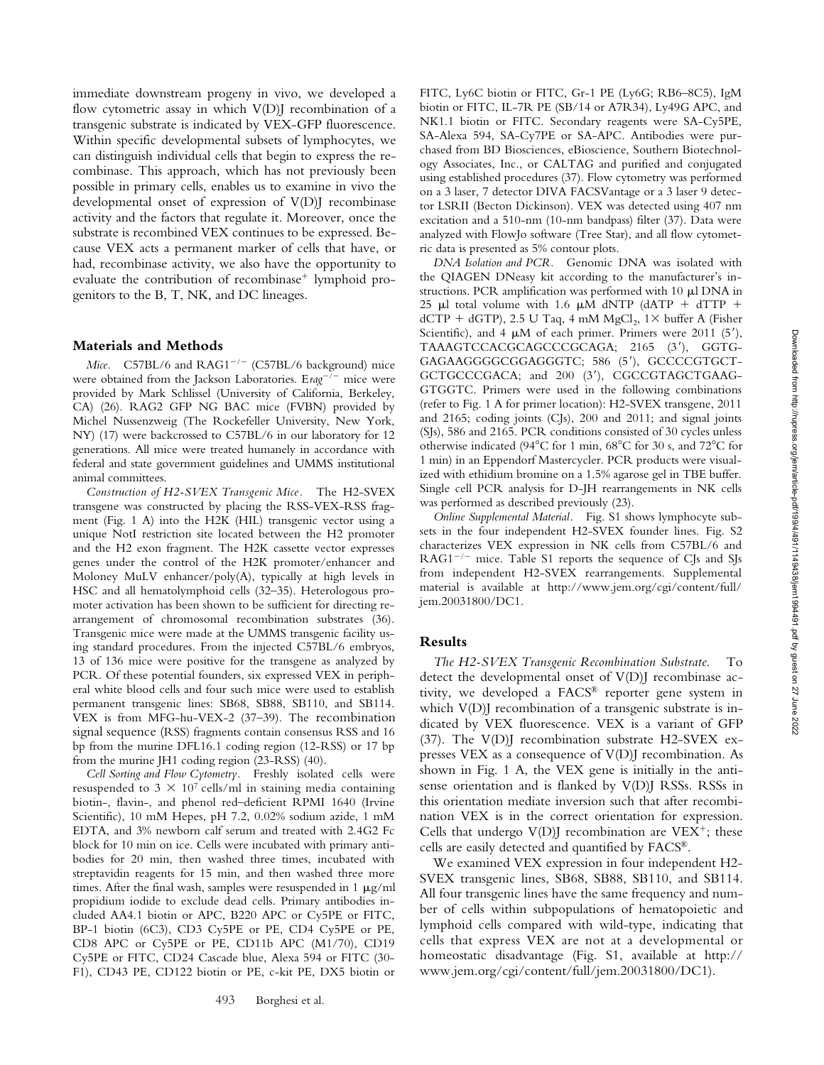immediate downstream progeny in vivo, we developed a flow cytometric assay in which V(D)J recombination of a transgenic substrate is indicated by VEX-GFP fluorescence. Within specific developmental subsets of lymphocytes, we can distinguish individual cells that begin to express the recombinase. This approach, which has not previously been possible in primary cells, enables us to examine in vivo the developmental onset of expression of V(D)J recombinase activity and the factors that regulate it. Moreover, once the substrate is recombined VEX continues to be expressed. Because VEX acts a permanent marker of cells that have, or had, recombinase activity, we also have the opportunity to evaluate the contribution of recombinase$^+$ lymphoid progenitors to the B, T, NK, and DC lineages.

## Materials and Methods

*Mice.* C57BL/6 and RAG1$^{-/-}$ (C57BL/6 background) mice were obtained from the Jackson Laboratories. E*rag*$^{-/-}$ mice were provided by Mark Schlissel (University of California, Berkeley, CA) (26). RAG2 GFP NG BAC mice (FVBN) provided by Michel Nussenzweig (The Rockefeller University, New York, NY) (17) were backcrossed to C57BL/6 in our laboratory for 12 generations. All mice were treated humanely in accordance with federal and state government guidelines and UMMS institutional animal committees.

*Construction of H2-SVEX Transgenic Mice.* The H2-SVEX transgene was constructed by placing the RSS-VEX-RSS fragment (Fig. 1 A) into the H2K (HIL) transgenic vector using a unique NotI restriction site located between the H2 promoter and the H2 exon fragment. The H2K cassette vector expresses genes under the control of the H2K promoter/enhancer and Moloney MuLV enhancer/poly(A), typically at high levels in HSC and all hematolymphoid cells (32–35). Heterologous promoter activation has been shown to be sufficient for directing rearrangement of chromosomal recombination substrates (36). Transgenic mice were made at the UMMS transgenic facility using standard procedures. From the injected C57BL/6 embryos, 13 of 136 mice were positive for the transgene as analyzed by PCR. Of these potential founders, six expressed VEX in peripheral white blood cells and four such mice were used to establish permanent transgenic lines: SB68, SB88, SB110, and SB114. VEX is from MFG-hu-VEX-2 (37–39). The recombination signal sequence (RSS) fragments contain consensus RSS and 16 bp from the murine DFL16.1 coding region (12-RSS) or 17 bp from the murine JH1 coding region (23-RSS) (40).

*Cell Sorting and Flow Cytometry.* Freshly isolated cells were resuspended to $3 \times 10^7$ cells/ml in staining media containing biotin-, flavin-, and phenol red–deficient RPMI 1640 (Irvine Scientific), 10 mM Hepes, pH 7.2, 0.02% sodium azide, 1 mM EDTA, and 3% newborn calf serum and treated with 2.4G2 Fc block for 10 min on ice. Cells were incubated with primary antibodies for 20 min, then washed three times, incubated with streptavidin reagents for 15 min, and then washed three more times. After the final wash, samples were resuspended in 1 μg/ml propidium iodide to exclude dead cells. Primary antibodies included AA4.1 biotin or APC, B220 APC or Cy5PE or FITC, BP-1 biotin (6C3), CD3 Cy5PE or PE, CD4 Cy5PE or PE, CD8 APC or Cy5PE or PE, CD11b APC (M1/70), CD19 Cy5PE or FITC, CD24 Cascade blue, Alexa 594 or FITC (30-F1), CD43 PE, CD122 biotin or PE, c-kit PE, DX5 biotin or FITC, Ly6C biotin or FITC, Gr-1 PE (Ly6G; RB6–8C5), IgM biotin or FITC, IL-7R PE (SB/14 or A7R34), Ly49G APC, and NK1.1 biotin or FITC. Secondary reagents were SA-Cy5PE, SA-Alexa 594, SA-Cy7PE or SA-APC. Antibodies were purchased from BD Biosciences, eBioscience, Southern Biotechnology Associates, Inc., or CALTAG and purified and conjugated using established procedures (37). Flow cytometry was performed on a 3 laser, 7 detector DIVA FACSVantage or a 3 laser 9 detector LSRII (Becton Dickinson). VEX was detected using 407 nm excitation and a 510-nm (10-nm bandpass) filter (37). Data were analyzed with FlowJo software (Tree Star), and all flow cytometric data is presented as 5% contour plots.

*DNA Isolation and PCR.* Genomic DNA was isolated with the QIAGEN DNeasy kit according to the manufacturer's instructions. PCR amplification was performed with 10 μl DNA in 25 μl total volume with 1.6 μM dNTP (dATP + dTTP + dCTP + dGTP), 2.5 U Taq, 4 mM $MgCl_2$, 1× buffer A (Fisher Scientific), and 4 μM of each primer. Primers were 2011 (5′), TAAAGTCCACGCAGCCCGCAGA; 2165 (3′), GGTGGAGAAGGGGCGGAGGGTC; 586 (5′), GCCCCGTGCTGCTGCCCGACA; and 200 (3′), CGCCGTAGCTGAAGGTGGTC. Primers were used in the following combinations (refer to Fig. 1 A for primer location): H2-SVEX transgene, 2011 and 2165; coding joints (CJs), 200 and 2011; and signal joints (SJs), 586 and 2165. PCR conditions consisted of 30 cycles unless otherwise indicated (94°C for 1 min, 68°C for 30 s, and 72°C for 1 min) in an Eppendorf Mastercycler. PCR products were visualized with ethidium bromine on a 1.5% agarose gel in TBE buffer. Single cell PCR analysis for D-JH rearrangements in NK cells was performed as described previously (23).

*Online Supplemental Material.* Fig. S1 shows lymphocyte subsets in the four independent H2-SVEX founder lines. Fig. S2 characterizes VEX expression in NK cells from C57BL/6 and RAG1$^{-/-}$ mice. Table S1 reports the sequence of CJs and SJs from independent H2-SVEX rearrangements. Supplemental material is available at http://www.jem.org/cgi/content/full/jem.20031800/DC1.

## Results

*The H2-SVEX Transgenic Recombination Substrate.* To detect the developmental onset of V(D)J recombinase activity, we developed a FACS® reporter gene system in which V(D)J recombination of a transgenic substrate is indicated by VEX fluorescence. VEX is a variant of GFP (37). The V(D)J recombination substrate H2-SVEX expresses VEX as a consequence of V(D)J recombination. As shown in Fig. 1 A, the VEX gene is initially in the antisense orientation and is flanked by V(D)J RSSs. RSSs in this orientation mediate inversion such that after recombination VEX is in the correct orientation for expression. Cells that undergo V(D)J recombination are VEX$^+$; these cells are easily detected and quantified by FACS®.

We examined VEX expression in four independent H2-SVEX transgenic lines, SB68, SB88, SB110, and SB114. All four transgenic lines have the same frequency and number of cells within subpopulations of hematopoietic and lymphoid cells compared with wild-type, indicating that cells that express VEX are not at a developmental or homeostatic disadvantage (Fig. S1, available at http://www.jem.org/cgi/content/full/jem.20031800/DC1).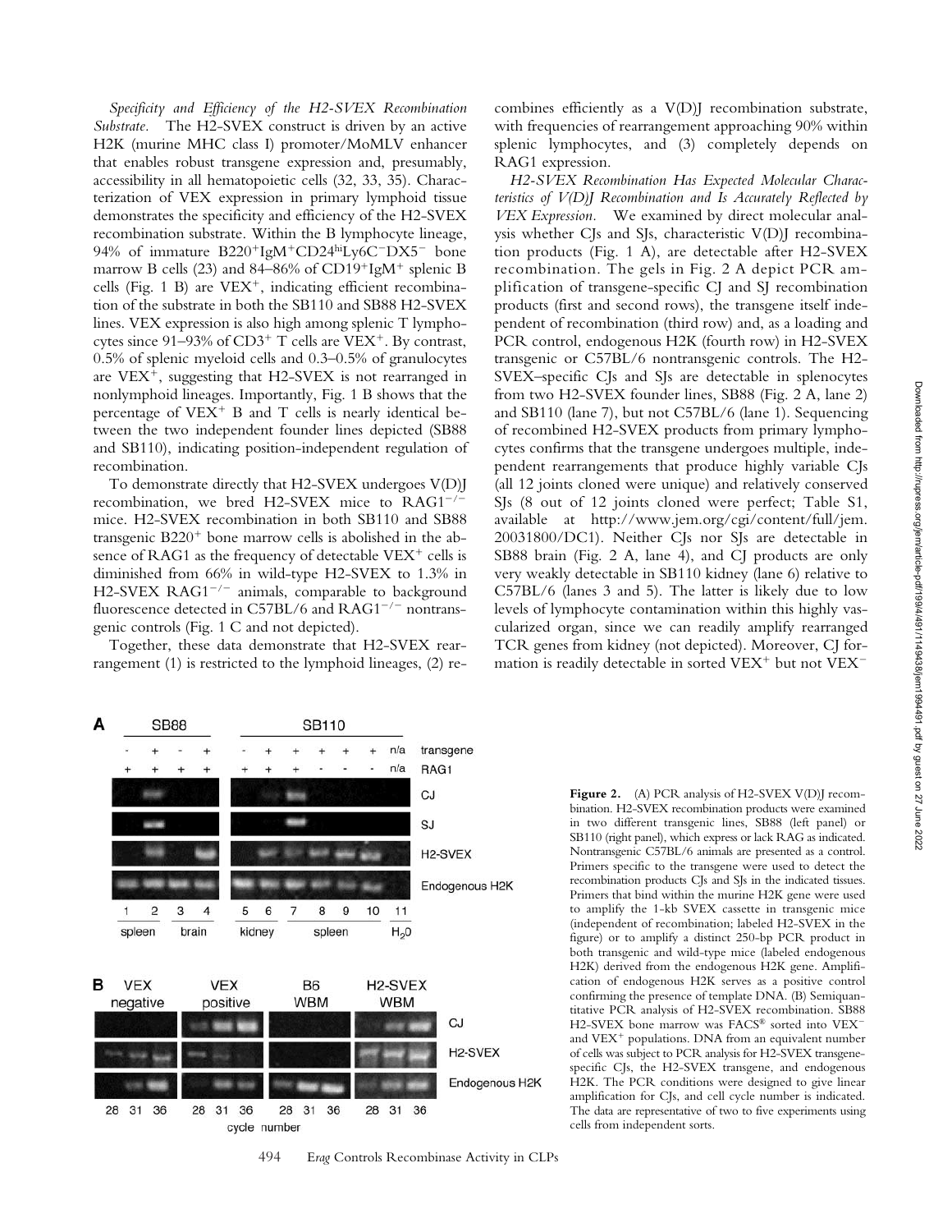*Specificity and Efficiency of the H2-SVEX Recombination Substrate.* The H2-SVEX construct is driven by an active H2K (murine MHC class I) promoter/MoMLV enhancer that enables robust transgene expression and, presumably, accessibility in all hematopoietic cells (32, 33, 35). Characterization of VEX expression in primary lymphoid tissue demonstrates the specificity and efficiency of the H2-SVEX recombination substrate. Within the B lymphocyte lineage, 94% of immature $B220^{+}IgM^{+}CD24^{hi}Ly6C^{-}DX5^{-}$ bone marrow B cells (23) and 84–86% of $CD19^{+}IgM^{+}$ splenic B cells (Fig. 1 B) are $VEX^{+}$, indicating efficient recombination of the substrate in both the SB110 and SB88 H2-SVEX lines. VEX expression is also high among splenic T lymphocytes since 91–93% of $CD3^{+}$ T cells are $VEX^{+}$. By contrast, 0.5% of splenic myeloid cells and 0.3–0.5% of granulocytes are $VEX^{+}$, suggesting that H2-SVEX is not rearranged in nonlymphoid lineages. Importantly, Fig. 1 B shows that the percentage of $VEX^{+}$ B and T cells is nearly identical between the two independent founder lines depicted (SB88 and SB110), indicating position-independent regulation of recombination.

To demonstrate directly that H2-SVEX undergoes V(D)J recombination, we bred H2-SVEX mice to $RAG1^{-/-}$ mice. H2-SVEX recombination in both SB110 and SB88 transgenic $B220^{+}$ bone marrow cells is abolished in the absence of RAG1 as the frequency of detectable $VEX^{+}$ cells is diminished from 66% in wild-type H2-SVEX to 1.3% in H2-SVEX $RAG1^{-/-}$ animals, comparable to background fluorescence detected in C57BL/6 and $RAG1^{-/-}$ nontransgenic controls (Fig. 1 C and not depicted).

Together, these data demonstrate that H2-SVEX rearrangement (1) is restricted to the lymphoid lineages, (2) recombines efficiently as a V(D)J recombination substrate, with frequencies of rearrangement approaching 90% within splenic lymphocytes, and (3) completely depends on RAG1 expression.

*H2-SVEX Recombination Has Expected Molecular Characteristics of V(D)J Recombination and Is Accurately Reflected by VEX Expression.* We examined by direct molecular analysis whether CJs and SJs, characteristic V(D)J recombination products (Fig. 1 A), are detectable after H2-SVEX recombination. The gels in Fig. 2 A depict PCR amplification of transgene-specific CJ and SJ recombination products (first and second rows), the transgene itself independent of recombination (third row) and, as a loading and PCR control, endogenous H2K (fourth row) in H2-SVEX transgenic or C57BL/6 nontransgenic controls. The H2-SVEX–specific CJs and SJs are detectable in splenocytes from two H2-SVEX founder lines, SB88 (Fig. 2 A, lane 2) and SB110 (lane 7), but not C57BL/6 (lane 1). Sequencing of recombined H2-SVEX products from primary lymphocytes confirms that the transgene undergoes multiple, independent rearrangements that produce highly variable CJs (all 12 joints cloned were unique) and relatively conserved SJs (8 out of 12 joints cloned were perfect; Table S1, available at http://www.jem.org/cgi/content/full/jem.20031800/DC1). Neither CJs nor SJs are detectable in SB88 brain (Fig. 2 A, lane 4), and CJ products are only very weakly detectable in SB110 kidney (lane 6) relative to C57BL/6 (lanes 3 and 5). The latter is likely due to low levels of lymphocyte contamination within this highly vascularized organ, since we can readily amplify rearranged TCR genes from kidney (not depicted). Moreover, CJ formation is readily detectable in sorted $VEX^{+}$ but not $VEX^{-}$

**Figure 2.** (A) PCR analysis of H2-SVEX V(D)J recombination. H2-SVEX recombination products were examined in two different transgenic lines, SB88 (left panel) or SB110 (right panel), which express or lack RAG as indicated. Nontransgenic C57BL/6 animals are presented as a control. Primers specific to the transgene were used to detect the recombination products CJs and SJs in the indicated tissues. Primers that bind within the murine H2K gene were used to amplify the 1-kb SVEX cassette in transgenic mice (independent of recombination; labeled H2-SVEX in the figure) or to amplify a distinct 250-bp PCR product in both transgenic and wild-type mice (labeled endogenous H2K) derived from the endogenous H2K gene. Amplification of endogenous H2K serves as a positive control confirming the presence of template DNA. (B) Semiquantitative PCR analysis of H2-SVEX recombination. SB88 H2-SVEX bone marrow was FACS® sorted into $VEX^{-}$ and $VEX^{+}$ populations. DNA from an equivalent number of cells was subject to PCR analysis for H2-SVEX transgene-specific CJs, the H2-SVEX transgene, and endogenous H2K. The PCR conditions were designed to give linear amplification for CJs, and cell cycle number is indicated. The data are representative of two to five experiments using cells from independent sorts.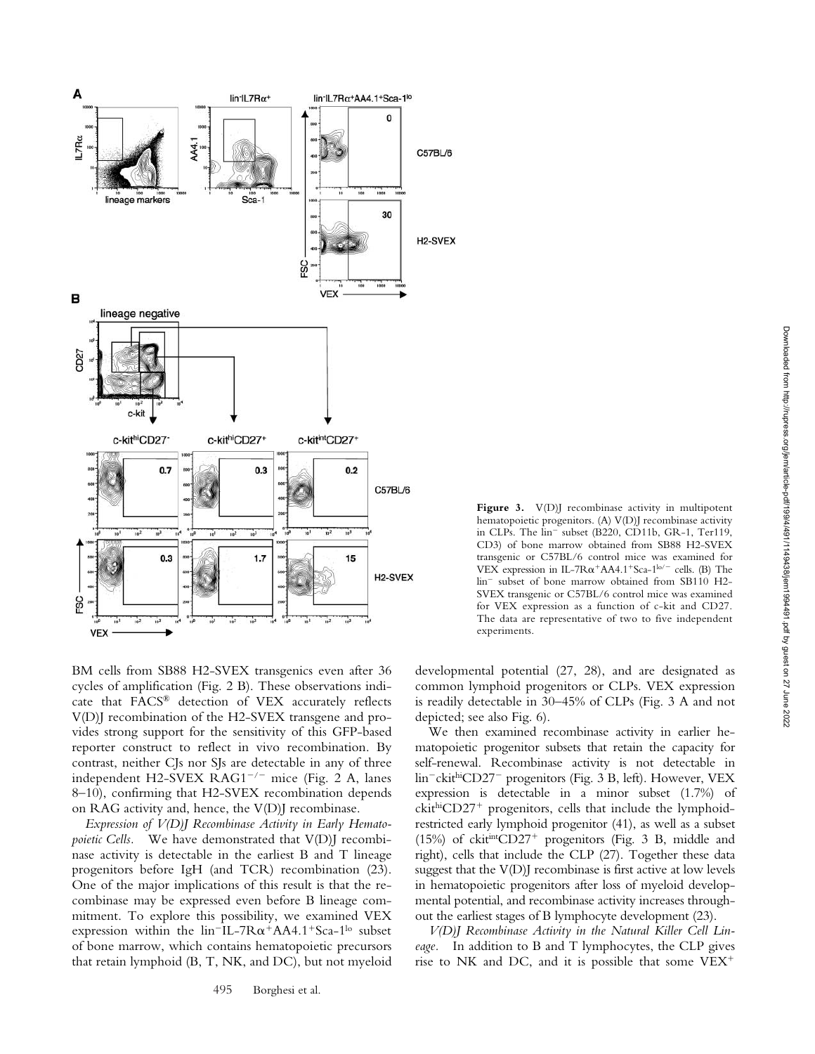Figure 3. V(D)J recombinase activity in multipotent hematopoietic progenitors. (A) V(D)J recombinase activity in CLPs. The lin$^-$ subset (B220, CD11b, GR-1, Ter119, CD3) of bone marrow obtained from SB88 H2-SVEX transgenic or C57BL/6 control mice was examined for VEX expression in IL-7R$\alpha^+$AA4.1$^+$Sca-1$^{lo/-}$ cells. (B) The lin$^-$ subset of bone marrow obtained from SB110 H2-SVEX transgenic or C57BL/6 control mice was examined for VEX expression as a function of c-kit and CD27. The data are representative of two to five independent experiments.

BM cells from SB88 H2-SVEX transgenics even after 36 cycles of amplification (Fig. 2 B). These observations indicate that FACS® detection of VEX accurately reflects V(D)J recombination of the H2-SVEX transgene and provides strong support for the sensitivity of this GFP-based reporter construct to reflect in vivo recombination. By contrast, neither CJs nor SJs are detectable in any of three independent H2-SVEX RAG1$^{-/-}$ mice (Fig. 2 A, lanes 8–10), confirming that H2-SVEX recombination depends on RAG activity and, hence, the V(D)J recombinase.

*Expression of V(D)J Recombinase Activity in Early Hematopoietic Cells.* We have demonstrated that V(D)J recombinase activity is detectable in the earliest B and T lineage progenitors before IgH (and TCR) recombination (23). One of the major implications of this result is that the recombinase may be expressed even before B lineage commitment. To explore this possibility, we examined VEX expression within the lin$^-$IL-7R$\alpha^+$AA4.1$^+$Sca-1$^{lo}$ subset of bone marrow, which contains hematopoietic precursors that retain lymphoid (B, T, NK, and DC), but not myeloid developmental potential (27, 28), and are designated as common lymphoid progenitors or CLPs. VEX expression is readily detectable in 30–45% of CLPs (Fig. 3 A and not depicted; see also Fig. 6).

We then examined recombinase activity in earlier hematopoietic progenitor subsets that retain the capacity for self-renewal. Recombinase activity is not detectable in lin$^-$ckit$^{hi}$CD27$^-$ progenitors (Fig. 3 B, left). However, VEX expression is detectable in a minor subset (1.7%) of ckit$^{hi}$CD27$^+$ progenitors, cells that include the lymphoid-restricted early lymphoid progenitor (41), as well as a subset (15%) of ckit$^{int}$CD27$^+$ progenitors (Fig. 3 B, middle and right), cells that include the CLP (27). Together these data suggest that the V(D)J recombinase is first active at low levels in hematopoietic progenitors after loss of myeloid developmental potential, and recombinase activity increases throughout the earliest stages of B lymphocyte development (23).

*V(D)J Recombinase Activity in the Natural Killer Cell Lineage.* In addition to B and T lymphocytes, the CLP gives rise to NK and DC, and it is possible that some VEX$^+$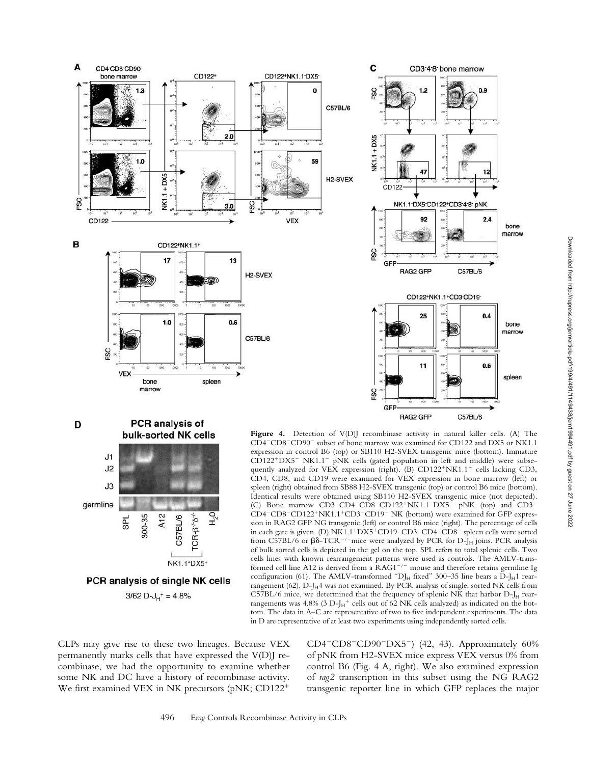**Figure 4.** Detection of V(D)J recombinase activity in natural killer cells. (A) The $CD4^-CD8^-CD90^-$ subset of bone marrow was examined for CD122 and DX5 or NK1.1 expression in control B6 (top) or SB110 H2-SVEX transgenic mice (bottom). Immature $CD122^+DX5^-$ $NK1.1^-$ pNK cells (gated population in left and middle) were subsequently analyzed for VEX expression (right). (B) $CD122^+NK1.1^+$ cells lacking CD3, CD4, CD8, and CD19 were examined for VEX expression in bone marrow (left) or spleen (right) obtained from SB88 H2-SVEX transgenic (top) or control B6 mice (bottom). Identical results were obtained using SB110 H2-SVEX transgenic mice (not depicted). (C) Bone marrow $CD3^-CD4^-CD8^-CD122^+NK1.1^-DX5^-$ pNK (top) and $CD3^-CD4^-CD8^-CD122^+NK1.1^+CD3^-CD19^-$ NK (bottom) were examined for GFP expression in RAG2 GFP NG transgenic (left) or control B6 mice (right). The percentage of cells in each gate is given. (D) $NK1.1^+DX5^+CD19^-CD3^-CD4^-CD8^-$ spleen cells were sorted from C57BL/6 or βδ-$TCR^{-/-}$mice were analyzed by PCR for D-$J_H$ joins. PCR analysis of bulk sorted cells is depicted in the gel on the top. SPL refers to total splenic cells. Two cells lines with known rearrangement patterns were used as controls. The AMLV-transformed cell line A12 is derived from a $RAG1^{-/-}$ mouse and therefore retains germline Ig configuration (61). The AMLV-transformed "$DJ_H$ fixed" 300–35 line bears a D-$J_H$1 rearrangement (62). D-$J_H$4 was not examined. By PCR analysis of single, sorted NK cells from C57BL/6 mice, we determined that the frequency of splenic NK that harbor D-$J_H$ rearrangements was 4.8% (3 D-$J_H^+$ cells out of 62 NK cells analyzed) as indicated on the bottom. The data in A–C are representative of two to five independent experiments. The data in D are representative of at least two experiments using independently sorted cells.

CLPs may give rise to these two lineages. Because VEX permanently marks cells that have expressed the V(D)J recombinase, we had the opportunity to examine whether some NK and DC have a history of recombinase activity. We first examined VEX in NK precursors (pNK; $CD122^+CD4^-CD8^-CD90^-DX5^-$) (42, 43). Approximately 60% of pNK from H2-SVEX mice express VEX versus 0% from control B6 (Fig. 4 A, right). We also examined expression of *rag2* transcription in this subset using the NG RAG2 transgenic reporter line in which GFP replaces the major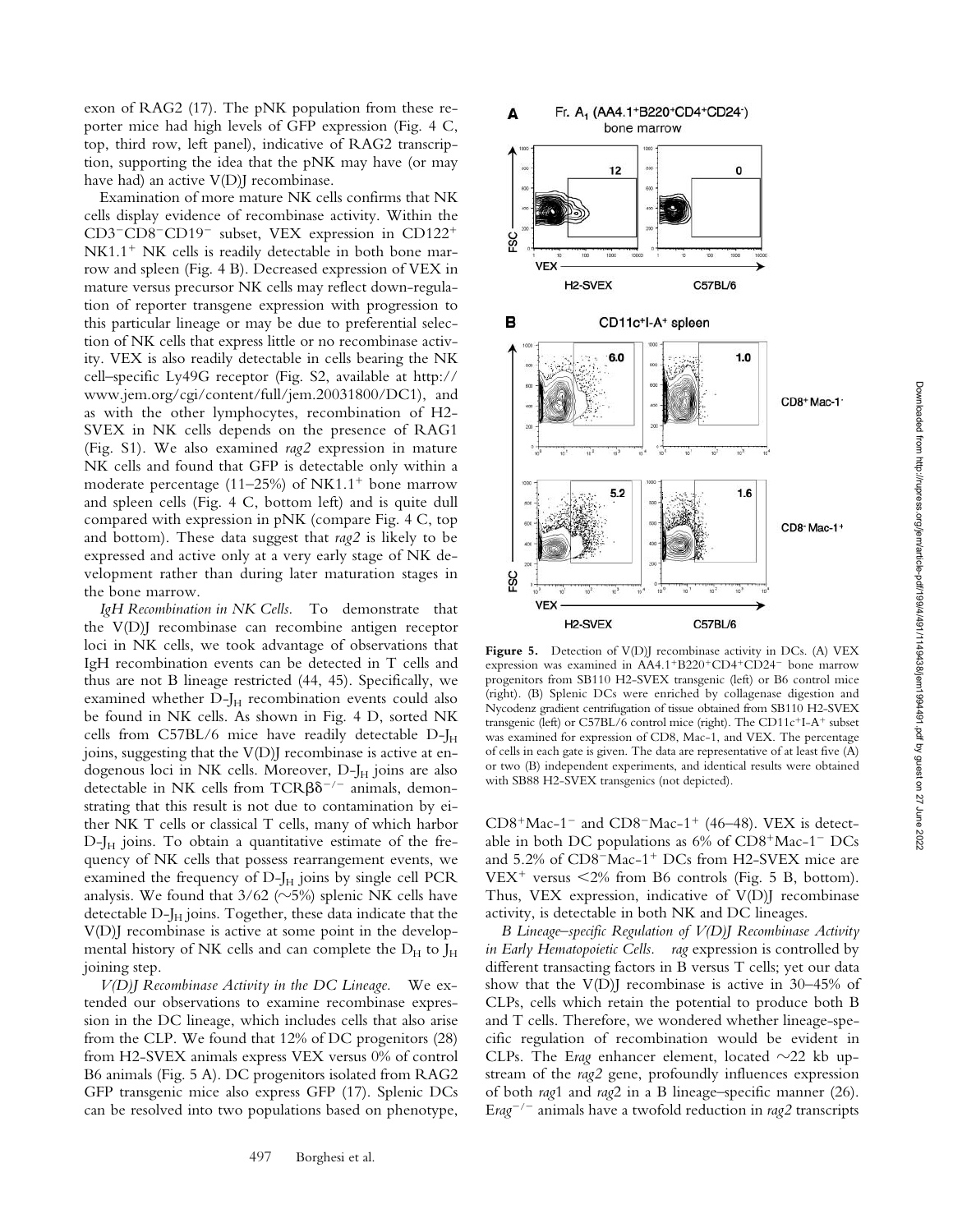exon of RAG2 (17). The pNK population from these reporter mice had high levels of GFP expression (Fig. 4 C, top, third row, left panel), indicative of RAG2 transcription, supporting the idea that the pNK may have (or may have had) an active V(D)J recombinase.

Examination of more mature NK cells confirms that NK cells display evidence of recombinase activity. Within the $CD3^-CD8^-CD19^-$ subset, VEX expression in $CD122^+$ $NK1.1^+$ NK cells is readily detectable in both bone marrow and spleen (Fig. 4 B). Decreased expression of VEX in mature versus precursor NK cells may reflect down-regulation of reporter transgene expression with progression to this particular lineage or may be due to preferential selection of NK cells that express little or no recombinase activity. VEX is also readily detectable in cells bearing the NK cell–specific Ly49G receptor (Fig. S2, available at http://www.jem.org/cgi/content/full/jem.20031800/DC1), and as with the other lymphocytes, recombination of H2-SVEX in NK cells depends on the presence of RAG1 (Fig. S1). We also examined *rag2* expression in mature NK cells and found that GFP is detectable only within a moderate percentage (11–25%) of $NK1.1^+$ bone marrow and spleen cells (Fig. 4 C, bottom left) and is quite dull compared with expression in pNK (compare Fig. 4 C, top and bottom). These data suggest that *rag2* is likely to be expressed and active only at a very early stage of NK development rather than during later maturation stages in the bone marrow.

*IgH Recombination in NK Cells.* To demonstrate that the V(D)J recombinase can recombine antigen receptor loci in NK cells, we took advantage of observations that IgH recombination events can be detected in T cells and thus are not B lineage restricted (44, 45). Specifically, we examined whether $D\text{-}J_H$ recombination events could also be found in NK cells. As shown in Fig. 4 D, sorted NK cells from C57BL/6 mice have readily detectable $D\text{-}J_H$ joins, suggesting that the V(D)J recombinase is active at endogenous loci in NK cells. Moreover, $D\text{-}J_H$ joins are also detectable in NK cells from $TCR\beta\delta^{-/-}$ animals, demonstrating that this result is not due to contamination by either NK T cells or classical T cells, many of which harbor $D\text{-}J_H$ joins. To obtain a quantitative estimate of the frequency of NK cells that possess rearrangement events, we examined the frequency of $D\text{-}J_H$ joins by single cell PCR analysis. We found that 3/62 (~5%) splenic NK cells have detectable $D\text{-}J_H$ joins. Together, these data indicate that the V(D)J recombinase is active at some point in the developmental history of NK cells and can complete the $D_H$ to $J_H$ joining step.

*V(D)J Recombinase Activity in the DC Lineage.* We extended our observations to examine recombinase expression in the DC lineage, which includes cells that also arise from the CLP. We found that 12% of DC progenitors (28) from H2-SVEX animals express VEX versus 0% of control B6 animals (Fig. 5 A). DC progenitors isolated from RAG2 GFP transgenic mice also express GFP (17). Splenic DCs can be resolved into two populations based on phenotype, $CD8^+Mac\text{-}1^-$ and $CD8^-Mac\text{-}1^+$ (46–48). VEX is detectable in both DC populations as 6% of $CD8^+Mac\text{-}1^-$ DCs and 5.2% of $CD8^-Mac\text{-}1^+$ DCs from H2-SVEX mice are $VEX^+$ versus <2% from B6 controls (Fig. 5 B, bottom). Thus, VEX expression, indicative of V(D)J recombinase activity, is detectable in both NK and DC lineages.

**Figure 5.** Detection of V(D)J recombinase activity in DCs. (A) VEX expression was examined in $AA4.1^+B220^+CD4^+CD24^-$ bone marrow progenitors from SB110 H2-SVEX transgenic (left) or B6 control mice (right). (B) Splenic DCs were enriched by collagenase digestion and Nycodenz gradient centrifugation of tissue obtained from SB110 H2-SVEX transgenic (left) or C57BL/6 control mice (right). The $CD11c^+I\text{-}A^+$ subset was examined for expression of CD8, Mac-1, and VEX. The percentage of cells in each gate is given. The data are representative of at least five (A) or two (B) independent experiments, and identical results were obtained with SB88 H2-SVEX transgenics (not depicted).

*B Lineage–specific Regulation of V(D)J Recombinase Activity in Early Hematopoietic Cells.* *rag* expression is controlled by different transacting factors in B versus T cells; yet our data show that the V(D)J recombinase is active in 30–45% of CLPs, cells which retain the potential to produce both B and T cells. Therefore, we wondered whether lineage-specific regulation of recombination would be evident in CLPs. The E*rag* enhancer element, located ~22 kb upstream of the *rag2* gene, profoundly influences expression of both *rag1* and *rag2* in a B lineage–specific manner (26). $Erag^{-/-}$ animals have a twofold reduction in *rag2* transcripts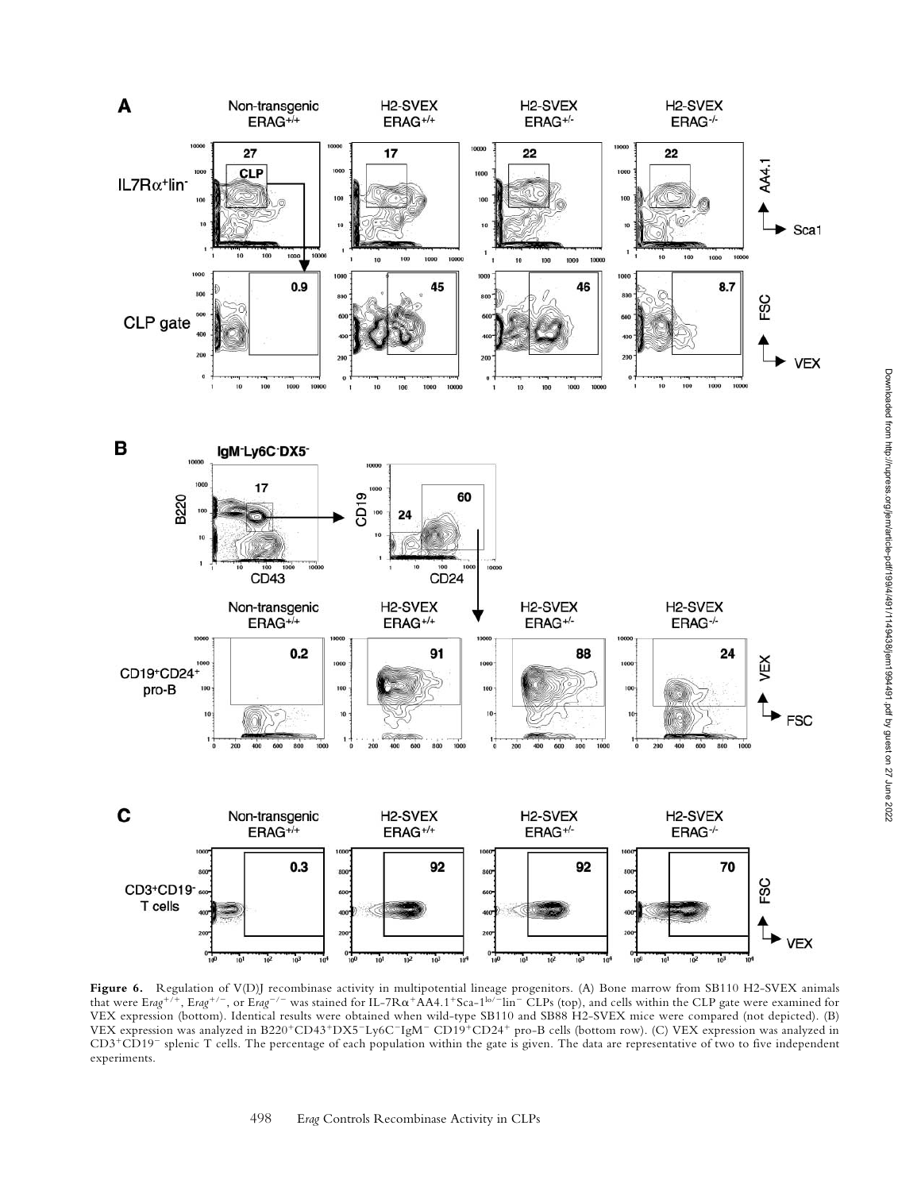**Figure 6.** Regulation of V(D)J recombinase activity in multipotential lineage progenitors. (A) Bone marrow from SB110 H2-SVEX animals that were $Erag^{+/+}$, $Erag^{+/-}$, or $Erag^{-/-}$ was stained for IL-7R$\alpha^{+}$AA4.1$^{+}$Sca-1$^{lo/-}$lin$^{-}$ CLPs (top), and cells within the CLP gate were examined for VEX expression (bottom). Identical results were obtained when wild-type SB110 and SB88 H2-SVEX mice were compared (not depicted). (B) VEX expression was analyzed in B220$^{+}$CD43$^{+}$DX5$^{-}$Ly6C$^{-}$IgM$^{-}$ CD19$^{+}$CD24$^{+}$ pro-B cells (bottom row). (C) VEX expression was analyzed in CD3$^{+}$CD19$^{-}$ splenic T cells. The percentage of each population within the gate is given. The data are representative of two to five independent experiments.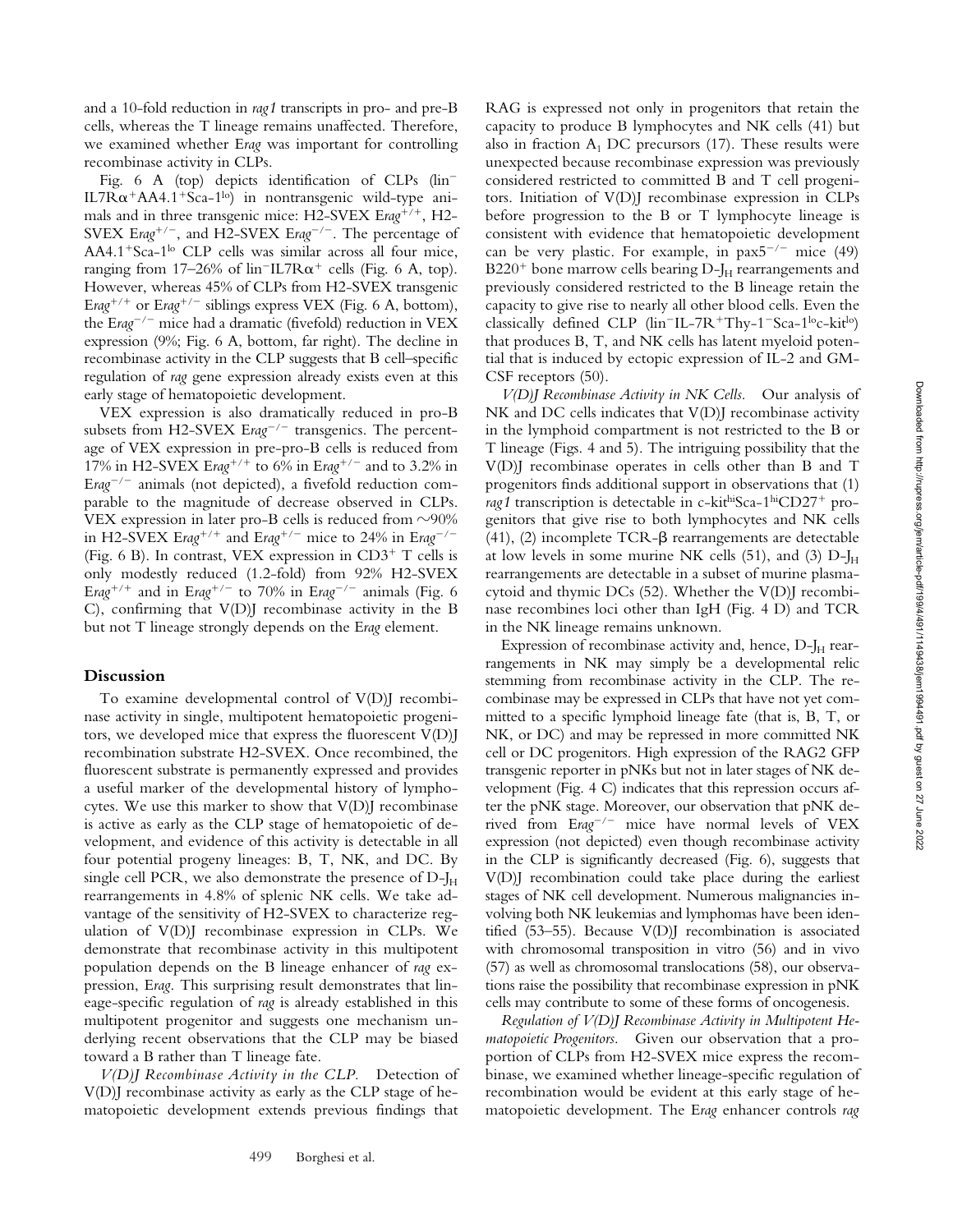and a 10-fold reduction in *rag1* transcripts in pro- and pre-B cells, whereas the T lineage remains unaffected. Therefore, we examined whether E*rag* was important for controlling recombinase activity in CLPs.

Fig. 6 A (top) depicts identification of CLPs ($lin^-$ $IL7R\alpha^+$AA4.1$^+$Sca-1$^{lo}$) in nontransgenic wild-type animals and in three transgenic mice: H2-SVEX E*rag*$^{+/+}$, H2-SVEX E*rag*$^{+/-}$, and H2-SVEX E*rag*$^{-/-}$. The percentage of AA4.1$^+$Sca-1$^{lo}$ CLP cells was similar across all four mice, ranging from 17–26% of $lin^-IL7R\alpha^+$ cells (Fig. 6 A, top). However, whereas 45% of CLPs from H2-SVEX transgenic E*rag*$^{+/+}$ or E*rag*$^{+/-}$ siblings express VEX (Fig. 6 A, bottom), the E*rag*$^{-/-}$ mice had a dramatic (fivefold) reduction in VEX expression (9%; Fig. 6 A, bottom, far right). The decline in recombinase activity in the CLP suggests that B cell–specific regulation of *rag* gene expression already exists even at this early stage of hematopoietic development.

VEX expression is also dramatically reduced in pro-B subsets from H2-SVEX E*rag*$^{-/-}$ transgenics. The percentage of VEX expression in pre-pro-B cells is reduced from 17% in H2-SVEX E*rag*$^{+/+}$ to 6% in E*rag*$^{+/-}$ and to 3.2% in E*rag*$^{-/-}$ animals (not depicted), a fivefold reduction comparable to the magnitude of decrease observed in CLPs. VEX expression in later pro-B cells is reduced from ~90% in H2-SVEX E*rag*$^{+/+}$ and E*rag*$^{+/-}$ mice to 24% in E*rag*$^{-/-}$ (Fig. 6 B). In contrast, VEX expression in CD3$^+$ T cells is only modestly reduced (1.2-fold) from 92% H2-SVEX E*rag*$^{+/+}$ and in E*rag*$^{+/-}$ to 70% in E*rag*$^{-/-}$ animals (Fig. 6 C), confirming that V(D)J recombinase activity in the B but not T lineage strongly depends on the E*rag* element.

## Discussion

To examine developmental control of V(D)J recombinase activity in single, multipotent hematopoietic progenitors, we developed mice that express the fluorescent V(D)J recombination substrate H2-SVEX. Once recombined, the fluorescent substrate is permanently expressed and provides a useful marker of the developmental history of lymphocytes. We use this marker to show that V(D)J recombinase is active as early as the CLP stage of hematopoietic of development, and evidence of this activity is detectable in all four potential progeny lineages: B, T, NK, and DC. By single cell PCR, we also demonstrate the presence of D-$J_H$ rearrangements in 4.8% of splenic NK cells. We take advantage of the sensitivity of H2-SVEX to characterize regulation of V(D)J recombinase expression in CLPs. We demonstrate that recombinase activity in this multipotent population depends on the B lineage enhancer of *rag* expression, E*rag*. This surprising result demonstrates that lineage-specific regulation of *rag* is already established in this multipotent progenitor and suggests one mechanism underlying recent observations that the CLP may be biased toward a B rather than T lineage fate.

*V(D)J Recombinase Activity in the CLP.* Detection of V(D)J recombinase activity as early as the CLP stage of hematopoietic development extends previous findings that RAG is expressed not only in progenitors that retain the capacity to produce B lymphocytes and NK cells (41) but also in fraction $A_1$ DC precursors (17). These results were unexpected because recombinase expression was previously considered restricted to committed B and T cell progenitors. Initiation of V(D)J recombinase expression in CLPs before progression to the B or T lymphocyte lineage is consistent with evidence that hematopoietic development can be very plastic. For example, in pax5$^{-/-}$ mice (49) B220$^+$ bone marrow cells bearing D-$J_H$ rearrangements and previously considered restricted to the B lineage retain the capacity to give rise to nearly all other blood cells. Even the classically defined CLP ($lin^-$IL-7R$^+$Thy-1$^-$Sca-1$^{lo}$c-kit$^{lo}$) that produces B, T, and NK cells has latent myeloid potential that is induced by ectopic expression of IL-2 and GM-CSF receptors (50).

*V(D)J Recombinase Activity in NK Cells.* Our analysis of NK and DC cells indicates that V(D)J recombinase activity in the lymphoid compartment is not restricted to the B or T lineage (Figs. 4 and 5). The intriguing possibility that the V(D)J recombinase operates in cells other than B and T progenitors finds additional support in observations that (1) *rag1* transcription is detectable in c-kit$^{hi}$Sca-1$^{hi}$CD27$^+$ progenitors that give rise to both lymphocytes and NK cells (41), (2) incomplete TCR-β rearrangements are detectable at low levels in some murine NK cells (51), and (3) D-$J_H$ rearrangements are detectable in a subset of murine plasmacytoid and thymic DCs (52). Whether the V(D)J recombinase recombines loci other than IgH (Fig. 4 D) and TCR in the NK lineage remains unknown.

Expression of recombinase activity and, hence, D-$J_H$ rearrangements in NK may simply be a developmental relic stemming from recombinase activity in the CLP. The recombinase may be expressed in CLPs that have not yet committed to a specific lymphoid lineage fate (that is, B, T, or NK, or DC) and may be repressed in more committed NK cell or DC progenitors. High expression of the RAG2 GFP transgenic reporter in pNKs but not in later stages of NK development (Fig. 4 C) indicates that this repression occurs after the pNK stage. Moreover, our observation that pNK derived from E*rag*$^{-/-}$ mice have normal levels of VEX expression (not depicted) even though recombinase activity in the CLP is significantly decreased (Fig. 6), suggests that V(D)J recombination could take place during the earliest stages of NK cell development. Numerous malignancies involving both NK leukemias and lymphomas have been identified (53–55). Because V(D)J recombination is associated with chromosomal transposition in vitro (56) and in vivo (57) as well as chromosomal translocations (58), our observations raise the possibility that recombinase expression in pNK cells may contribute to some of these forms of oncogenesis.

*Regulation of V(D)J Recombinase Activity in Multipotent Hematopoietic Progenitors.* Given our observation that a proportion of CLPs from H2-SVEX mice express the recombinase, we examined whether lineage-specific regulation of recombination would be evident at this early stage of hematopoietic development. The E*rag* enhancer controls *rag*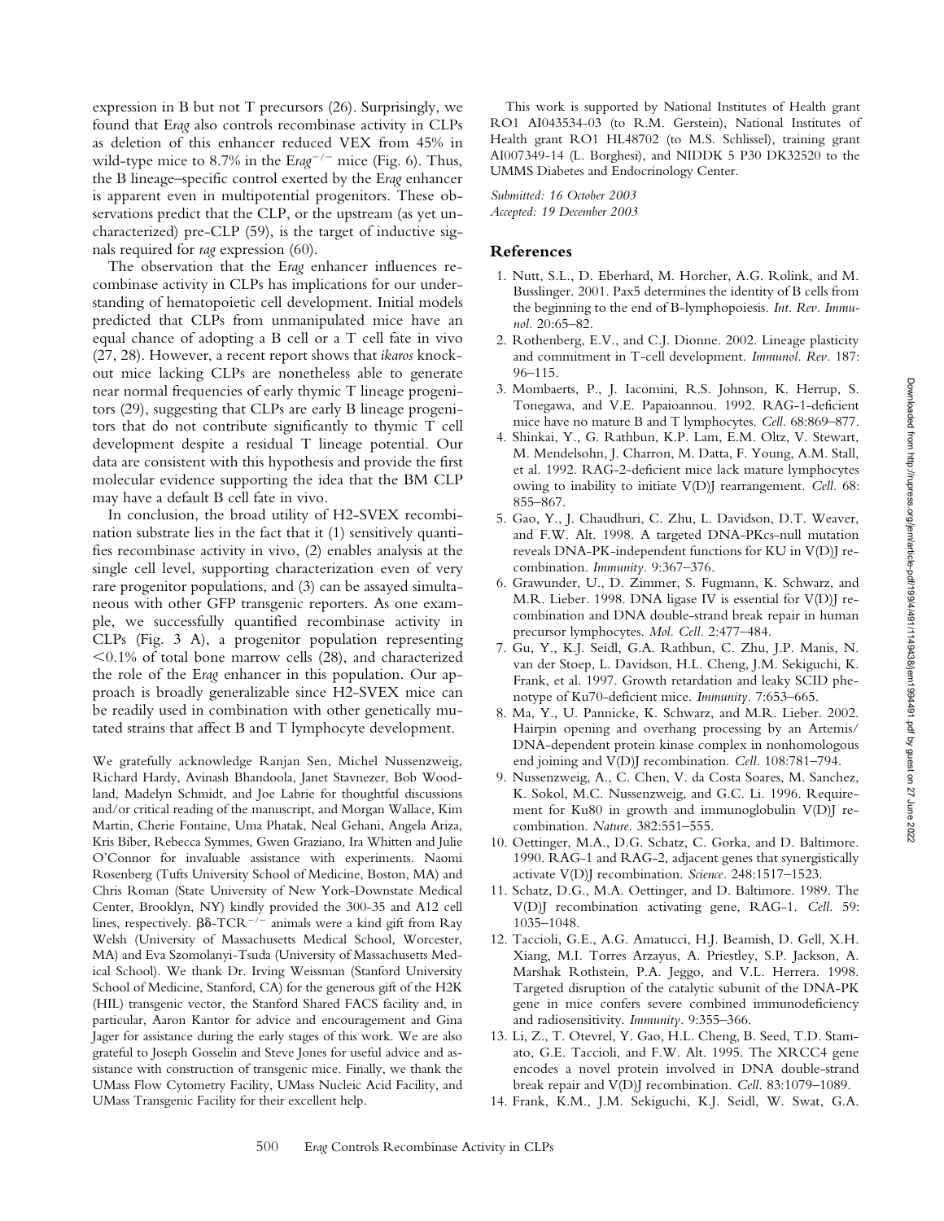expression in B but not T precursors (26). Surprisingly, we found that E*rag* also controls recombinase activity in CLPs as deletion of this enhancer reduced VEX from 45% in wild-type mice to 8.7% in the E*rag*$^{-/-}$ mice (Fig. 6). Thus, the B lineage–specific control exerted by the E*rag* enhancer is apparent even in multipotential progenitors. These observations predict that the CLP, or the upstream (as yet uncharacterized) pre-CLP (59), is the target of inductive signals required for *rag* expression (60).

The observation that the E*rag* enhancer influences recombinase activity in CLPs has implications for our understanding of hematopoietic cell development. Initial models predicted that CLPs from unmanipulated mice have an equal chance of adopting a B cell or a T cell fate in vivo (27, 28). However, a recent report shows that *ikaros* knockout mice lacking CLPs are nonetheless able to generate near normal frequencies of early thymic T lineage progenitors (29), suggesting that CLPs are early B lineage progenitors that do not contribute significantly to thymic T cell development despite a residual T lineage potential. Our data are consistent with this hypothesis and provide the first molecular evidence supporting the idea that the BM CLP may have a default B cell fate in vivo.

In conclusion, the broad utility of H2-SVEX recombination substrate lies in the fact that it (1) sensitively quantifies recombinase activity in vivo, (2) enables analysis at the single cell level, supporting characterization even of very rare progenitor populations, and (3) can be assayed simultaneous with other GFP transgenic reporters. As one example, we successfully quantified recombinase activity in CLPs (Fig. 3 A), a progenitor population representing <0.1% of total bone marrow cells (28), and characterized the role of the E*rag* enhancer in this population. Our approach is broadly generalizable since H2-SVEX mice can be readily used in combination with other genetically mutated strains that affect B and T lymphocyte development.

We gratefully acknowledge Ranjan Sen, Michel Nussenzweig, Richard Hardy, Avinash Bhandoola, Janet Stavnezer, Bob Woodland, Madelyn Schmidt, and Joe Labrie for thoughtful discussions and/or critical reading of the manuscript, and Morgan Wallace, Kim Martin, Cherie Fontaine, Uma Phatak, Neal Gehani, Angela Ariza, Kris Biber, Rebecca Symmes, Gwen Graziano, Ira Whitten and Julie O'Connor for invaluable assistance with experiments. Naomi Rosenberg (Tufts University School of Medicine, Boston, MA) and Chris Roman (State University of New York-Downstate Medical Center, Brooklyn, NY) kindly provided the 300-35 and A12 cell lines, respectively. βδ-TCR$^{-/-}$ animals were a kind gift from Ray Welsh (University of Massachusetts Medical School, Worcester, MA) and Eva Szomolanyi-Tsuda (University of Massachusetts Medical School). We thank Dr. Irving Weissman (Stanford University School of Medicine, Stanford, CA) for the generous gift of the H2K (HIL) transgenic vector, the Stanford Shared FACS facility and, in particular, Aaron Kantor for advice and encouragement and Gina Jager for assistance during the early stages of this work. We are also grateful to Joseph Gosselin and Steve Jones for useful advice and assistance with construction of transgenic mice. Finally, we thank the UMass Flow Cytometry Facility, UMass Nucleic Acid Facility, and UMass Transgenic Facility for their excellent help.

This work is supported by National Institutes of Health grant RO1 AI043534-03 (to R.M. Gerstein), National Institutes of Health grant RO1 HL48702 (to M.S. Schlissel), training grant AI007349-14 (L. Borghesi), and NIDDK 5 P30 DK32520 to the UMMS Diabetes and Endocrinology Center.

*Submitted: 16 October 2003*
*Accepted: 19 December 2003*

## References

1. Nutt, S.L., D. Eberhard, M. Horcher, A.G. Rolink, and M. Busslinger. 2001. Pax5 determines the identity of B cells from the beginning to the end of B-lymphopoiesis. *Int. Rev. Immunol.* 20:65–82.
2. Rothenberg, E.V., and C.J. Dionne. 2002. Lineage plasticity and commitment in T-cell development. *Immunol. Rev.* 187: 96–115.
3. Mombaerts, P., J. Iacomini, R.S. Johnson, K. Herrup, S. Tonegawa, and V.E. Papaioannou. 1992. RAG-1-deficient mice have no mature B and T lymphocytes. *Cell.* 68:869–877.
4. Shinkai, Y., G. Rathbun, K.P. Lam, E.M. Oltz, V. Stewart, M. Mendelsohn, J. Charron, M. Datta, F. Young, A.M. Stall, et al. 1992. RAG-2-deficient mice lack mature lymphocytes owing to inability to initiate V(D)J rearrangement. *Cell.* 68: 855–867.
5. Gao, Y., J. Chaudhuri, C. Zhu, L. Davidson, D.T. Weaver, and F.W. Alt. 1998. A targeted DNA-PKcs-null mutation reveals DNA-PK-independent functions for KU in V(D)J recombination. *Immunity.* 9:367–376.
6. Grawunder, U., D. Zimmer, S. Fugmann, K. Schwarz, and M.R. Lieber. 1998. DNA ligase IV is essential for V(D)J recombination and DNA double-strand break repair in human precursor lymphocytes. *Mol. Cell.* 2:477–484.
7. Gu, Y., K.J. Seidl, G.A. Rathbun, C. Zhu, J.P. Manis, N. van der Stoep, L. Davidson, H.L. Cheng, J.M. Sekiguchi, K. Frank, et al. 1997. Growth retardation and leaky SCID phenotype of Ku70-deficient mice. *Immunity.* 7:653–665.
8. Ma, Y., U. Pannicke, K. Schwarz, and M.R. Lieber. 2002. Hairpin opening and overhang processing by an Artemis/DNA-dependent protein kinase complex in nonhomologous end joining and V(D)J recombination. *Cell.* 108:781–794.
9. Nussenzweig, A., C. Chen, V. da Costa Soares, M. Sanchez, K. Sokol, M.C. Nussenzweig, and G.C. Li. 1996. Requirement for Ku80 in growth and immunoglobulin V(D)J recombination. *Nature.* 382:551–555.
10. Oettinger, M.A., D.G. Schatz, C. Gorka, and D. Baltimore. 1990. RAG-1 and RAG-2, adjacent genes that synergistically activate V(D)J recombination. *Science.* 248:1517–1523.
11. Schatz, D.G., M.A. Oettinger, and D. Baltimore. 1989. The V(D)J recombination activating gene, RAG-1. *Cell.* 59: 1035–1048.
12. Taccioli, G.E., A.G. Amatucci, H.J. Beamish, D. Gell, X.H. Xiang, M.I. Torres Arzayus, A. Priestley, S.P. Jackson, A. Marshak Rothstein, P.A. Jeggo, and V.L. Herrera. 1998. Targeted disruption of the catalytic subunit of the DNA-PK gene in mice confers severe combined immunodeficiency and radiosensitivity. *Immunity.* 9:355–366.
13. Li, Z., T. Otevrel, Y. Gao, H.L. Cheng, B. Seed, T.D. Stamato, G.E. Taccioli, and F.W. Alt. 1995. The XRCC4 gene encodes a novel protein involved in DNA double-strand break repair and V(D)J recombination. *Cell.* 83:1079–1089.
14. Frank, K.M., J.M. Sekiguchi, K.J. Seidl, W. Swat, G.A.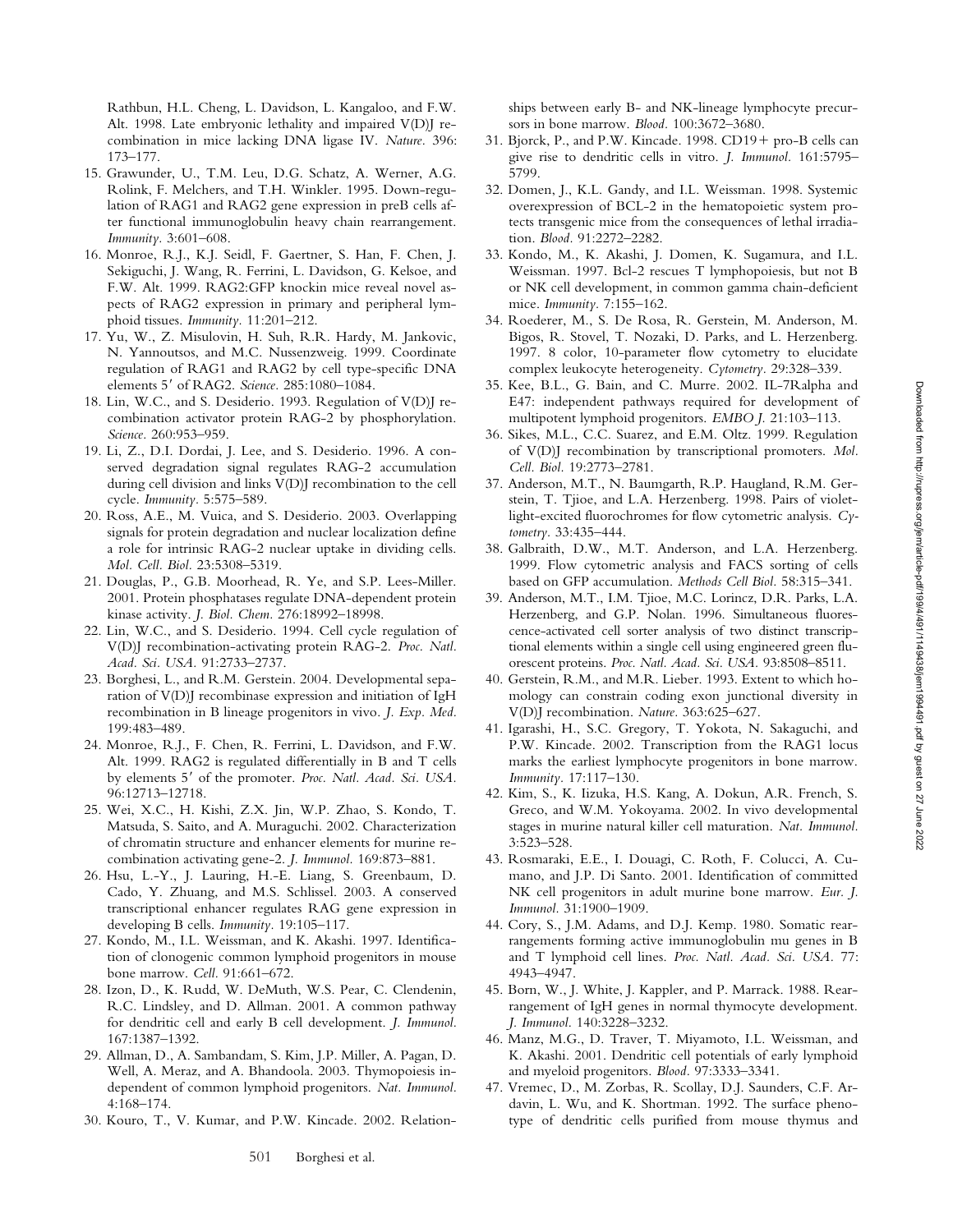Rathbun, H.L. Cheng, L. Davidson, L. Kangaloo, and F.W. Alt. 1998. Late embryonic lethality and impaired V(D)J recombination in mice lacking DNA ligase IV. *Nature.* 396:173–177.

15. Grawunder, U., T.M. Leu, D.G. Schatz, A. Werner, A.G. Rolink, F. Melchers, and T.H. Winkler. 1995. Down-regulation of RAG1 and RAG2 gene expression in preB cells after functional immunoglobulin heavy chain rearrangement. *Immunity.* 3:601–608.
16. Monroe, R.J., K.J. Seidl, F. Gaertner, S. Han, F. Chen, J. Sekiguchi, J. Wang, R. Ferrini, L. Davidson, G. Kelsoe, and F.W. Alt. 1999. RAG2:GFP knockin mice reveal novel aspects of RAG2 expression in primary and peripheral lymphoid tissues. *Immunity.* 11:201–212.
17. Yu, W., Z. Misulovin, H. Suh, R.R. Hardy, M. Jankovic, N. Yannoutsos, and M.C. Nussenzweig. 1999. Coordinate regulation of RAG1 and RAG2 by cell type-specific DNA elements 5′ of RAG2. *Science.* 285:1080–1084.
18. Lin, W.C., and S. Desiderio. 1993. Regulation of V(D)J recombination activator protein RAG-2 by phosphorylation. *Science.* 260:953–959.
19. Li, Z., D.I. Dordai, J. Lee, and S. Desiderio. 1996. A conserved degradation signal regulates RAG-2 accumulation during cell division and links V(D)J recombination to the cell cycle. *Immunity.* 5:575–589.
20. Ross, A.E., M. Vuica, and S. Desiderio. 2003. Overlapping signals for protein degradation and nuclear localization define a role for intrinsic RAG-2 nuclear uptake in dividing cells. *Mol. Cell. Biol.* 23:5308–5319.
21. Douglas, P., G.B. Moorhead, R. Ye, and S.P. Lees-Miller. 2001. Protein phosphatases regulate DNA-dependent protein kinase activity. *J. Biol. Chem.* 276:18992–18998.
22. Lin, W.C., and S. Desiderio. 1994. Cell cycle regulation of V(D)J recombination-activating protein RAG-2. *Proc. Natl. Acad. Sci. USA.* 91:2733–2737.
23. Borghesi, L., and R.M. Gerstein. 2004. Developmental separation of V(D)J recombinase expression and initiation of IgH recombination in B lineage progenitors in vivo. *J. Exp. Med.* 199:483–489.
24. Monroe, R.J., F. Chen, R. Ferrini, L. Davidson, and F.W. Alt. 1999. RAG2 is regulated differentially in B and T cells by elements 5′ of the promoter. *Proc. Natl. Acad. Sci. USA.* 96:12713–12718.
25. Wei, X.C., H. Kishi, Z.X. Jin, W.P. Zhao, S. Kondo, T. Matsuda, S. Saito, and A. Muraguchi. 2002. Characterization of chromatin structure and enhancer elements for murine recombination activating gene-2. *J. Immunol.* 169:873–881.
26. Hsu, L.-Y., J. Lauring, H.-E. Liang, S. Greenbaum, D. Cado, Y. Zhuang, and M.S. Schlissel. 2003. A conserved transcriptional enhancer regulates RAG gene expression in developing B cells. *Immunity.* 19:105–117.
27. Kondo, M., I.L. Weissman, and K. Akashi. 1997. Identification of clonogenic common lymphoid progenitors in mouse bone marrow. *Cell.* 91:661–672.
28. Izon, D., K. Rudd, W. DeMuth, W.S. Pear, C. Clendenin, R.C. Lindsley, and D. Allman. 2001. A common pathway for dendritic cell and early B cell development. *J. Immunol.* 167:1387–1392.
29. Allman, D., A. Sambandam, S. Kim, J.P. Miller, A. Pagan, D. Well, A. Meraz, and A. Bhandoola. 2003. Thymopoiesis independent of common lymphoid progenitors. *Nat. Immunol.* 4:168–174.
30. Kouro, T., V. Kumar, and P.W. Kincade. 2002. Relationships between early B- and NK-lineage lymphocyte precursors in bone marrow. *Blood.* 100:3672–3680.
31. Bjorck, P., and P.W. Kincade. 1998. CD19+ pro-B cells can give rise to dendritic cells in vitro. *J. Immunol.* 161:5795–5799.
32. Domen, J., K.L. Gandy, and I.L. Weissman. 1998. Systemic overexpression of BCL-2 in the hematopoietic system protects transgenic mice from the consequences of lethal irradiation. *Blood.* 91:2272–2282.
33. Kondo, M., K. Akashi, J. Domen, K. Sugamura, and I.L. Weissman. 1997. Bcl-2 rescues T lymphopoiesis, but not B or NK cell development, in common gamma chain-deficient mice. *Immunity.* 7:155–162.
34. Roederer, M., S. De Rosa, R. Gerstein, M. Anderson, M. Bigos, R. Stovel, T. Nozaki, D. Parks, and L. Herzenberg. 1997. 8 color, 10-parameter flow cytometry to elucidate complex leukocyte heterogeneity. *Cytometry.* 29:328–339.
35. Kee, B.L., G. Bain, and C. Murre. 2002. IL-7Ralpha and E47: independent pathways required for development of multipotent lymphoid progenitors. *EMBO J.* 21:103–113.
36. Sikes, M.L., C.C. Suarez, and E.M. Oltz. 1999. Regulation of V(D)J recombination by transcriptional promoters. *Mol. Cell. Biol.* 19:2773–2781.
37. Anderson, M.T., N. Baumgarth, R.P. Haugland, R.M. Gerstein, T. Tjioe, and L.A. Herzenberg. 1998. Pairs of violet-light-excited fluorochromes for flow cytometric analysis. *Cytometry.* 33:435–444.
38. Galbraith, D.W., M.T. Anderson, and L.A. Herzenberg. 1999. Flow cytometric analysis and FACS sorting of cells based on GFP accumulation. *Methods Cell Biol.* 58:315–341.
39. Anderson, M.T., I.M. Tjioe, M.C. Lorincz, D.R. Parks, L.A. Herzenberg, and G.P. Nolan. 1996. Simultaneous fluorescence-activated cell sorter analysis of two distinct transcriptional elements within a single cell using engineered green fluorescent proteins. *Proc. Natl. Acad. Sci. USA.* 93:8508–8511.
40. Gerstein, R.M., and M.R. Lieber. 1993. Extent to which homology can constrain coding exon junctional diversity in V(D)J recombination. *Nature.* 363:625–627.
41. Igarashi, H., S.C. Gregory, T. Yokota, N. Sakaguchi, and P.W. Kincade. 2002. Transcription from the RAG1 locus marks the earliest lymphocyte progenitors in bone marrow. *Immunity.* 17:117–130.
42. Kim, S., K. Iizuka, H.S. Kang, A. Dokun, A.R. French, S. Greco, and W.M. Yokoyama. 2002. In vivo developmental stages in murine natural killer cell maturation. *Nat. Immunol.* 3:523–528.
43. Rosmaraki, E.E., I. Douagi, C. Roth, F. Colucci, A. Cumano, and J.P. Di Santo. 2001. Identification of committed NK cell progenitors in adult murine bone marrow. *Eur. J. Immunol.* 31:1900–1909.
44. Cory, S., J.M. Adams, and D.J. Kemp. 1980. Somatic rearrangements forming active immunoglobulin mu genes in B and T lymphoid cell lines. *Proc. Natl. Acad. Sci. USA.* 77:4943–4947.
45. Born, W., J. White, J. Kappler, and P. Marrack. 1988. Rearrangement of IgH genes in normal thymocyte development. *J. Immunol.* 140:3228–3232.
46. Manz, M.G., D. Traver, T. Miyamoto, I.L. Weissman, and K. Akashi. 2001. Dendritic cell potentials of early lymphoid and myeloid progenitors. *Blood.* 97:3333–3341.
47. Vremec, D., M. Zorbas, R. Scollay, D.J. Saunders, C.F. Ardavin, L. Wu, and K. Shortman. 1992. The surface phenotype of dendritic cells purified from mouse thymus and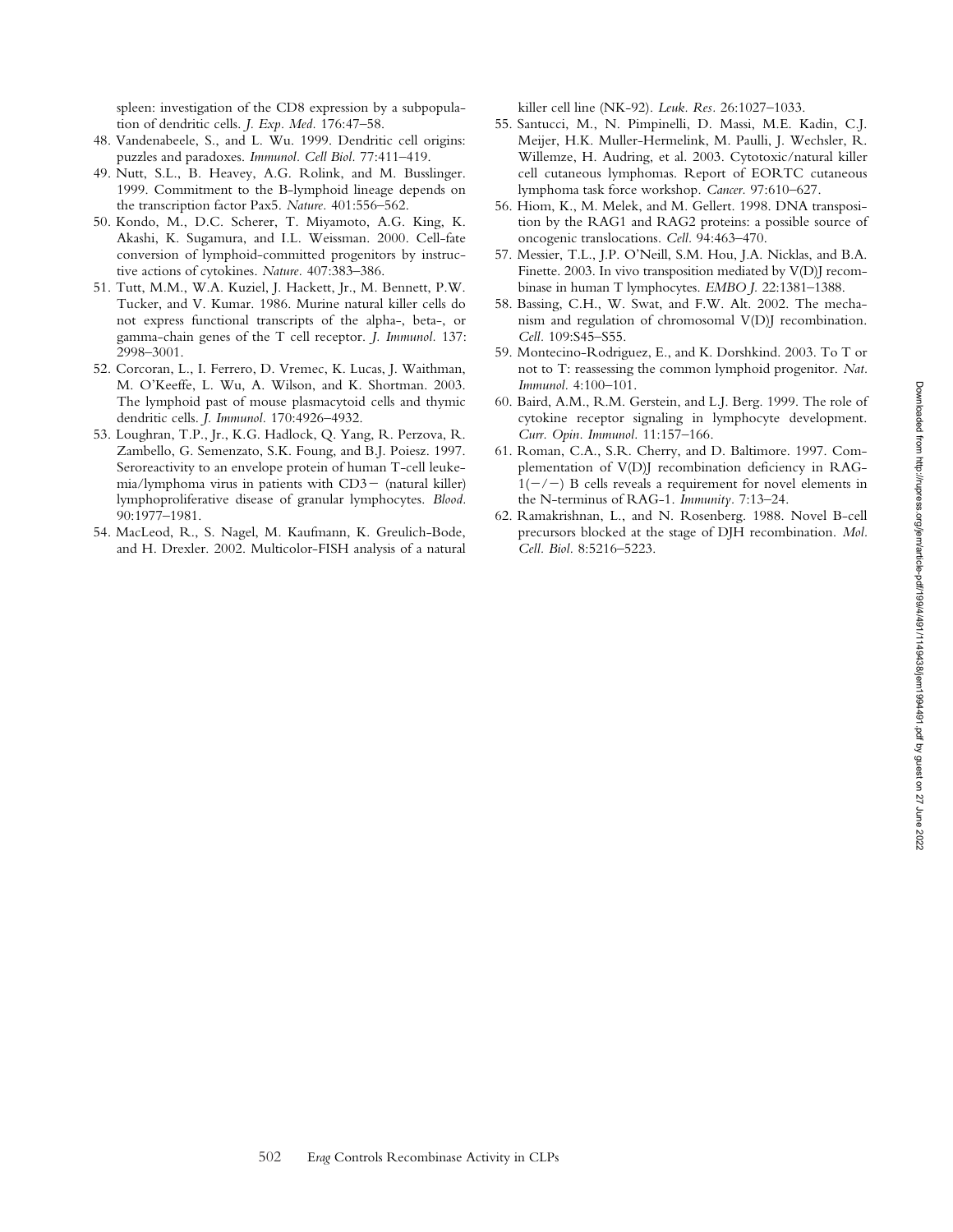spleen: investigation of the CD8 expression by a subpopulation of dendritic cells. *J. Exp. Med.* 176:47–58.

48. Vandenabeele, S., and L. Wu. 1999. Dendritic cell origins: puzzles and paradoxes. *Immunol. Cell Biol.* 77:411–419.
49. Nutt, S.L., B. Heavey, A.G. Rolink, and M. Busslinger. 1999. Commitment to the B-lymphoid lineage depends on the transcription factor Pax5. *Nature.* 401:556–562.
50. Kondo, M., D.C. Scherer, T. Miyamoto, A.G. King, K. Akashi, K. Sugamura, and I.L. Weissman. 2000. Cell-fate conversion of lymphoid-committed progenitors by instructive actions of cytokines. *Nature.* 407:383–386.
51. Tutt, M.M., W.A. Kuziel, J. Hackett, Jr., M. Bennett, P.W. Tucker, and V. Kumar. 1986. Murine natural killer cells do not express functional transcripts of the alpha-, beta-, or gamma-chain genes of the T cell receptor. *J. Immunol.* 137: 2998–3001.
52. Corcoran, L., I. Ferrero, D. Vremec, K. Lucas, J. Waithman, M. O'Keeffe, L. Wu, A. Wilson, and K. Shortman. 2003. The lymphoid past of mouse plasmacytoid cells and thymic dendritic cells. *J. Immunol.* 170:4926–4932.
53. Loughran, T.P., Jr., K.G. Hadlock, Q. Yang, R. Perzova, R. Zambello, G. Semenzato, S.K. Foung, and B.J. Poiesz. 1997. Seroreactivity to an envelope protein of human T-cell leukemia/lymphoma virus in patients with CD3− (natural killer) lymphoproliferative disease of granular lymphocytes. *Blood.* 90:1977–1981.
54. MacLeod, R., S. Nagel, M. Kaufmann, K. Greulich-Bode, and H. Drexler. 2002. Multicolor-FISH analysis of a natural killer cell line (NK-92). *Leuk. Res.* 26:1027–1033.
55. Santucci, M., N. Pimpinelli, D. Massi, M.E. Kadin, C.J. Meijer, H.K. Muller-Hermelink, M. Paulli, J. Wechsler, R. Willemze, H. Audring, et al. 2003. Cytotoxic/natural killer cell cutaneous lymphomas. Report of EORTC cutaneous lymphoma task force workshop. *Cancer.* 97:610–627.
56. Hiom, K., M. Melek, and M. Gellert. 1998. DNA transposition by the RAG1 and RAG2 proteins: a possible source of oncogenic translocations. *Cell.* 94:463–470.
57. Messier, T.L., J.P. O'Neill, S.M. Hou, J.A. Nicklas, and B.A. Finette. 2003. In vivo transposition mediated by V(D)J recombinase in human T lymphocytes. *EMBO J.* 22:1381–1388.
58. Bassing, C.H., W. Swat, and F.W. Alt. 2002. The mechanism and regulation of chromosomal V(D)J recombination. *Cell.* 109:S45–S55.
59. Montecino-Rodriguez, E., and K. Dorshkind. 2003. To T or not to T: reassessing the common lymphoid progenitor. *Nat. Immunol.* 4:100–101.
60. Baird, A.M., R.M. Gerstein, and L.J. Berg. 1999. The role of cytokine receptor signaling in lymphocyte development. *Curr. Opin. Immunol.* 11:157–166.
61. Roman, C.A., S.R. Cherry, and D. Baltimore. 1997. Complementation of V(D)J recombination deficiency in RAG-1(−/−) B cells reveals a requirement for novel elements in the N-terminus of RAG-1. *Immunity.* 7:13–24.
62. Ramakrishnan, L., and N. Rosenberg. 1988. Novel B-cell precursors blocked at the stage of DJH recombination. *Mol. Cell. Biol.* 8:5216–5223.